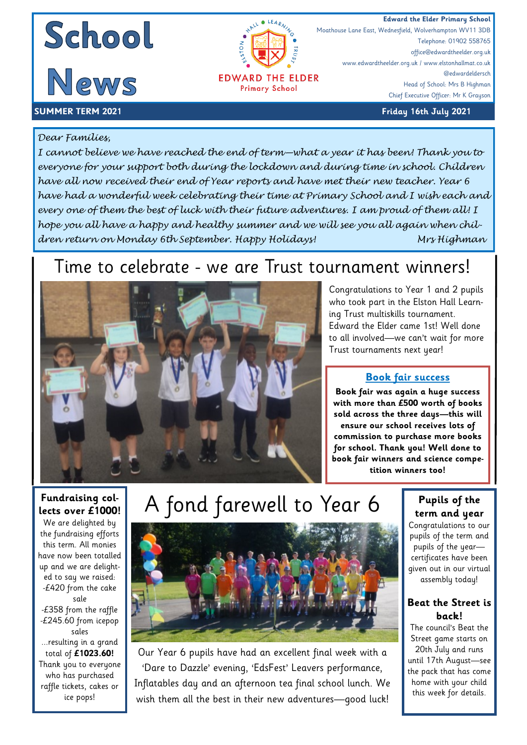# School News

**EDWARD THE ELDER**
Primary School

ELSTON HALL LEARNING TRUST

**Edward the Elder Primary School**
Moathouse Lane East, Wednesfield, Wolverhampton WV11 3DB
Telephone: 01902 558765
office@edwardtheelder.org.uk
www.edwardtheelder.org.uk / www.elstonhallmat.co.uk
@edwardeldersch
Head of School: Mrs B Highman
Chief Executive Officer: Mr K Grayson

**SUMMER TERM 2021** — **Friday 16th July 2021**

*Dear Families,*

*I cannot believe we have reached the end of term—what a year it has been! Thank you to everyone for your support both during the lockdown and during time in school. Children have all now received their end of Year reports and have met their new teacher. Year 6 have had a wonderful week celebrating their time at Primary School and I wish each and every one of them the best of luck with their future adventures. I am proud of them all! I hope you all have a happy and healthy summer and we will see you all again when children return on Monday 6th September. Happy Holidays!*

*Mrs Highman*

## Time to celebrate - we are Trust tournament winners!

Congratulations to Year 1 and 2 pupils who took part in the Elston Hall Learning Trust multiskills tournament. Edward the Elder came 1st! Well done to all involved—we can't wait for more Trust tournaments next year!

### Book fair success

**Book fair was again a huge success with more than £500 worth of books sold across the three days—this will ensure our school receives lots of commission to purchase more books for school. Thank you! Well done to book fair winners and science competition winners too!**

### Fundraising collects over £1000!

We are delighted by the fundraising efforts this term. All monies have now been totalled up and we are delighted to say we raised:

-£420 from the cake sale
-£358 from the raffle
-£245.60 from icepop sales

...resulting in a grand total of **£1023.60!**

Thank you to everyone who has purchased raffle tickets, cakes or ice pops!

## A fond farewell to Year 6

Our Year 6 pupils have had an excellent final week with a 'Dare to Dazzle' evening, 'EdsFest' Leavers performance, Inflatables day and an afternoon tea final school lunch. We wish them all the best in their new adventures—good luck!

### Pupils of the term and year

Congratulations to our pupils of the term and pupils of the year—certificates have been given out in our virtual assembly today!

### Beat the Street is back!

The council's Beat the Street game starts on 20th July and runs until 17th August—see the pack that has come home with your child this week for details.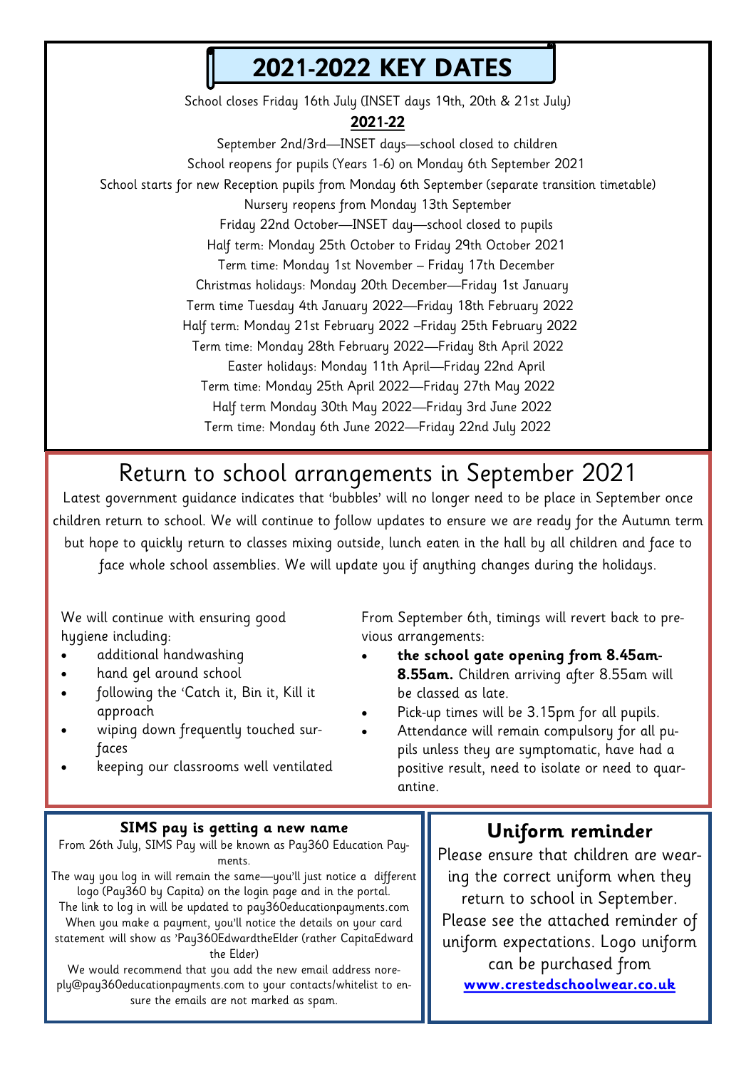# 2021-2022 KEY DATES

School closes Friday 16th July (INSET days 19th, 20th & 21st July)

**2021-22**

September 2nd/3rd—INSET days—school closed to children
School reopens for pupils (Years 1-6) on Monday 6th September 2021
School starts for new Reception pupils from Monday 6th September (separate transition timetable)
Nursery reopens from Monday 13th September
Friday 22nd October—INSET day—school closed to pupils
Half term: Monday 25th October to Friday 29th October 2021
Term time: Monday 1st November – Friday 17th December
Christmas holidays: Monday 20th December—Friday 1st January
Term time Tuesday 4th January 2022—Friday 18th February 2022
Half term: Monday 21st February 2022 –Friday 25th February 2022
Term time: Monday 28th February 2022—Friday 8th April 2022
Easter holidays: Monday 11th April—Friday 22nd April
Term time: Monday 25th April 2022—Friday 27th May 2022
Half term Monday 30th May 2022—Friday 3rd June 2022
Term time: Monday 6th June 2022—Friday 22nd July 2022

# Return to school arrangements in September 2021

Latest government guidance indicates that 'bubbles' will no longer need to be place in September once children return to school. We will continue to follow updates to ensure we are ready for the Autumn term but hope to quickly return to classes mixing outside, lunch eaten in the hall by all children and face to face whole school assemblies. We will update you if anything changes during the holidays.

We will continue with ensuring good hygiene including:

- additional handwashing
- hand gel around school
- following the 'Catch it, Bin it, Kill it approach
- wiping down frequently touched surfaces
- keeping our classrooms well ventilated

From September 6th, timings will revert back to previous arrangements:

- **the school gate opening from 8.45am-8.55am.** Children arriving after 8.55am will be classed as late.
- Pick-up times will be 3.15pm for all pupils.
- Attendance will remain compulsory for all pupils unless they are symptomatic, have had a positive result, need to isolate or need to quarantine.

### SIMS pay is getting a new name

From 26th July, SIMS Pay will be known as Pay360 Education Payments.
The way you log in will remain the same—you'll just notice a different logo (Pay360 by Capita) on the login page and in the portal.
The link to log in will be updated to pay360educationpayments.com
When you make a payment, you'll notice the details on your card statement will show as 'Pay360EdwardtheElder (rather CapitaEdward the Elder)
We would recommend that you add the new email address noreply@pay360educationpayments.com to your contacts/whitelist to ensure the emails are not marked as spam.

## Uniform reminder

Please ensure that children are wearing the correct uniform when they return to school in September. Please see the attached reminder of uniform expectations. Logo uniform can be purchased from **www.crestedschoolwear.co.uk**